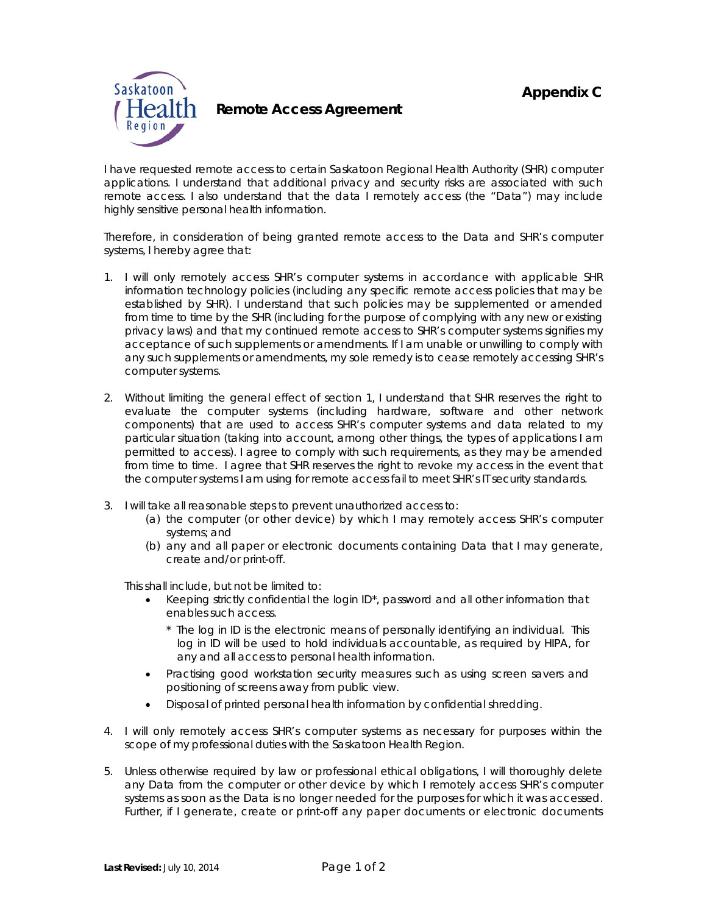**Appendix C**

Saskatoon Health Region

# Remote Access Agreement

I have requested remote access to certain Saskatoon Regional Health Authority (SHR) computer applications. I understand that additional privacy and security risks are associated with such remote access. I also understand that the data I remotely access (the "Data") may include highly sensitive personal health information.

Therefore, in consideration of being granted remote access to the Data and SHR's computer systems, I hereby agree that:

1. I will only remotely access SHR's computer systems in accordance with applicable SHR information technology policies (including any specific remote access policies that may be established by SHR). I understand that such policies may be supplemented or amended from time to time by the SHR (including for the purpose of complying with any new or existing privacy laws) and that my continued remote access to SHR's computer systems signifies my acceptance of such supplements or amendments. If I am unable or unwilling to comply with any such supplements or amendments, my sole remedy is to cease remotely accessing SHR's computer systems.

2. Without limiting the general effect of section 1, I understand that SHR reserves the right to evaluate the computer systems (including hardware, software and other network components) that are used to access SHR's computer systems and data related to my particular situation (taking into account, among other things, the types of applications I am permitted to access). I agree to comply with such requirements, as they may be amended from time to time. I agree that SHR reserves the right to revoke my access in the event that the computer systems I am using for remote access fail to meet SHR's IT security standards.

3. I will take all reasonable steps to prevent unauthorized access to:
   (a) the computer (or other device) by which I may remotely access SHR's computer systems; and
   (b) any and all paper or electronic documents containing Data that I may generate, create and/or print-off.

   This shall include, but not be limited to:

   - Keeping strictly confidential the login ID*, password and all other information that enables such access.

     \* The log in ID is the electronic means of personally identifying an individual. This log in ID will be used to hold individuals accountable, as required by HIPA, for any and all access to personal health information.

   - Practising good workstation security measures such as using screen savers and positioning of screens away from public view.
   - Disposal of printed personal health information by confidential shredding.

4. I will only remotely access SHR's computer systems as necessary for purposes within the scope of my professional duties with the Saskatoon Health Region.

5. Unless otherwise required by law or professional ethical obligations, I will thoroughly delete any Data from the computer or other device by which I remotely access SHR's computer systems as soon as the Data is no longer needed for the purposes for which it was accessed. Further, if I generate, create or print-off any paper documents or electronic documents

**Last Revised:** July 10, 2014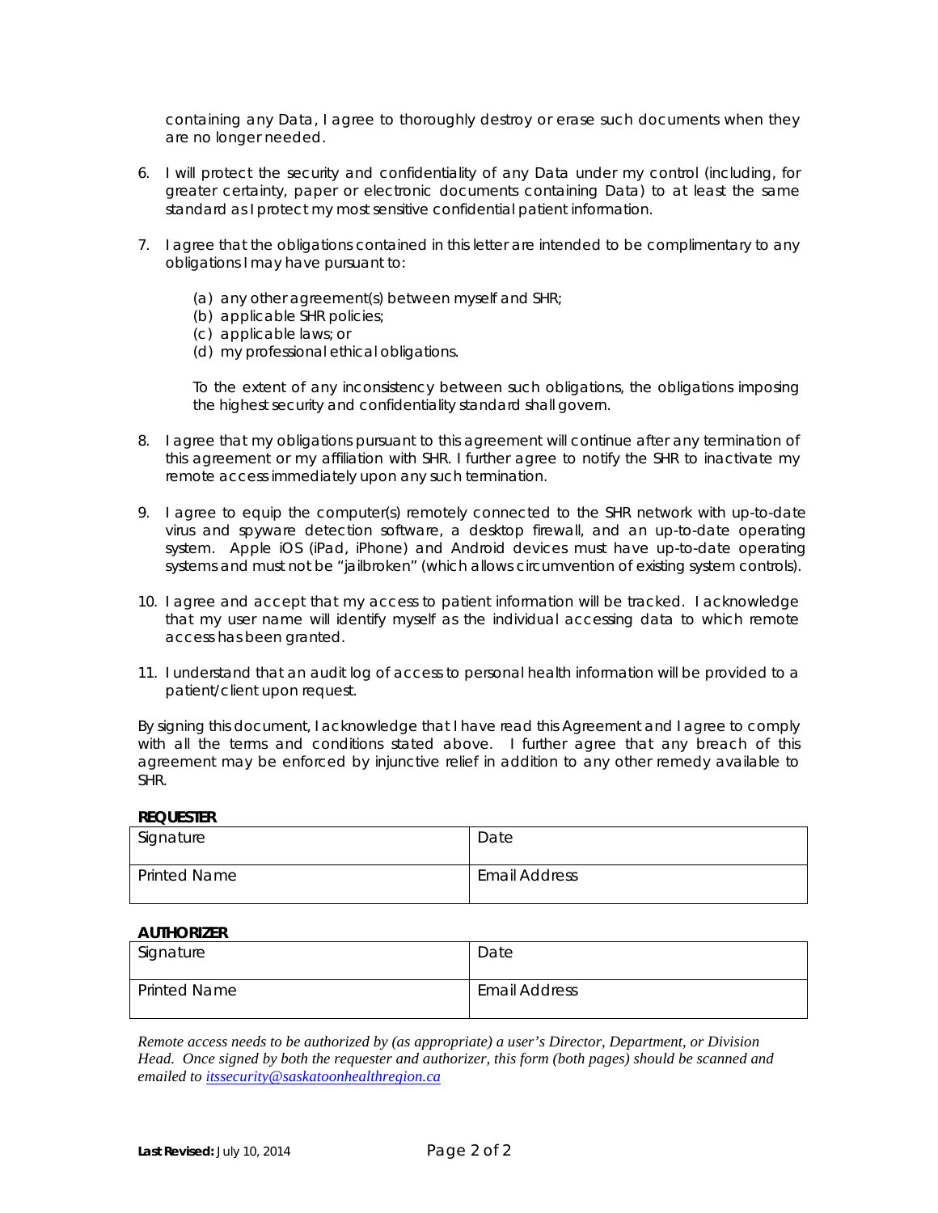containing any Data, I agree to thoroughly destroy or erase such documents when they are no longer needed.

6. I will protect the security and confidentiality of any Data under my control (including, for greater certainty, paper or electronic documents containing Data) to at least the same standard as I protect my most sensitive confidential patient information.

7. I agree that the obligations contained in this letter are intended to be complimentary to any obligations I may have pursuant to:

   (a) any other agreement(s) between myself and SHR;
   (b) applicable SHR policies;
   (c) applicable laws; or
   (d) my professional ethical obligations.

   To the extent of any inconsistency between such obligations, the obligations imposing the highest security and confidentiality standard shall govern.

8. I agree that my obligations pursuant to this agreement will continue after any termination of this agreement or my affiliation with SHR. I further agree to notify the SHR to inactivate my remote access immediately upon any such termination.

9. I agree to equip the computer(s) remotely connected to the SHR network with up-to-date virus and spyware detection software, a desktop firewall, and an up-to-date operating system. Apple iOS (iPad, iPhone) and Android devices must have up-to-date operating systems and must not be "jailbroken" (which allows circumvention of existing system controls).

10. I agree and accept that my access to patient information will be tracked. I acknowledge that my user name will identify myself as the individual accessing data to which remote access has been granted.

11. I understand that an audit log of access to personal health information will be provided to a patient/client upon request.

By signing this document, I acknowledge that I have read this Agreement and I agree to comply with all the terms and conditions stated above. I further agree that any breach of this agreement may be enforced by injunctive relief in addition to any other remedy available to SHR.

**REQUESTER**

| | |
|---|---|
| Signature | Date |
| Printed Name | Email Address |

**AUTHORIZER**

| | |
|---|---|
| Signature | Date |
| Printed Name | Email Address |

*Remote access needs to be authorized by (as appropriate) a user's Director, Department, or Division Head. Once signed by both the requester and authorizer, this form (both pages) should be scanned and emailed to itssecurity@saskatoonhealthregion.ca*

**Last Revised:** July 10, 2014